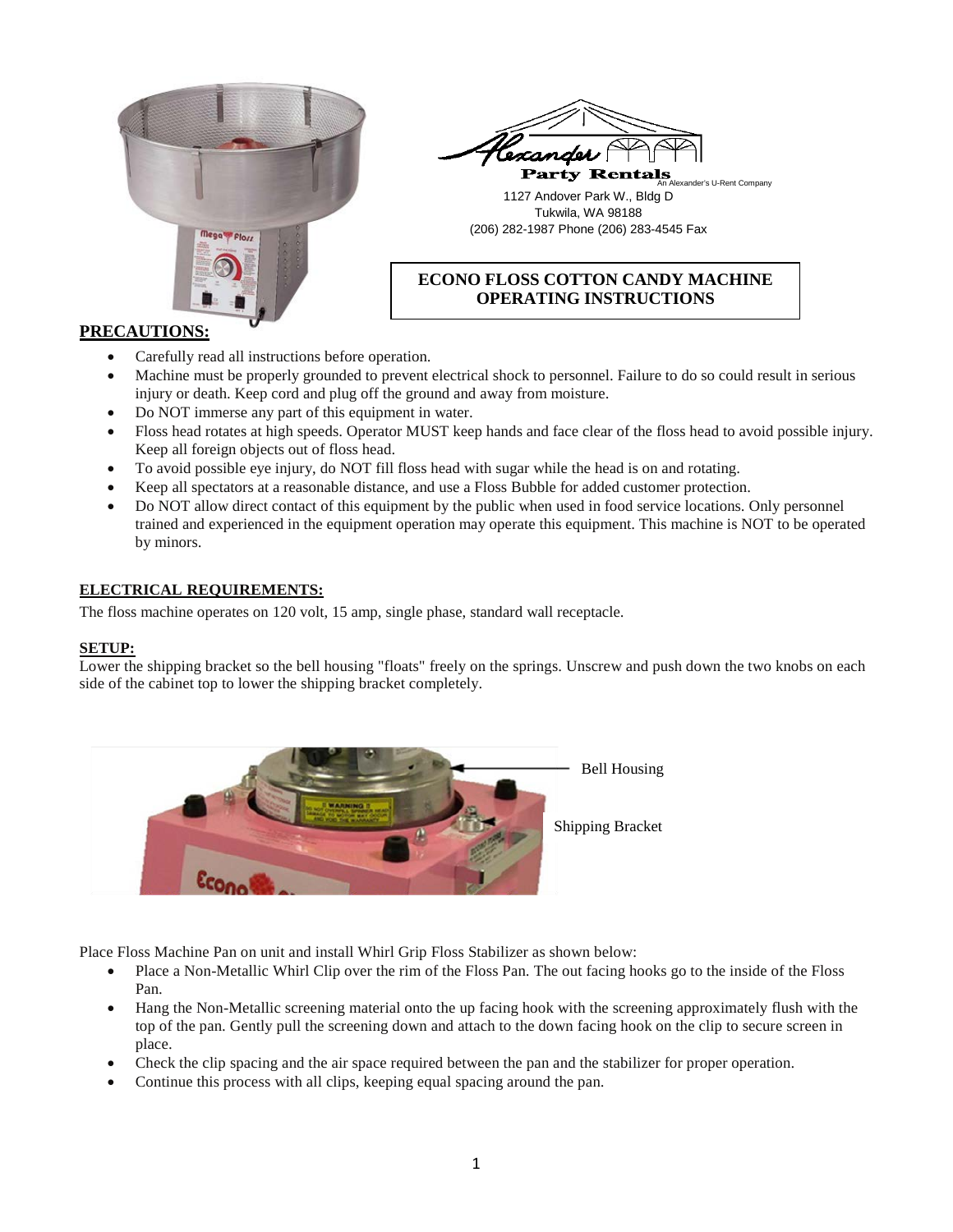Alexander Party Rentals
An Alexander's U-Rent Company
1127 Andover Park W., Bldg D
Tukwila, WA 98188
(206) 282-1987 Phone (206) 283-4545 Fax

# ECONO FLOSS COTTON CANDY MACHINE OPERATING INSTRUCTIONS

## PRECAUTIONS:

- Carefully read all instructions before operation.
- Machine must be properly grounded to prevent electrical shock to personnel. Failure to do so could result in serious injury or death. Keep cord and plug off the ground and away from moisture.
- Do NOT immerse any part of this equipment in water.
- Floss head rotates at high speeds. Operator MUST keep hands and face clear of the floss head to avoid possible injury. Keep all foreign objects out of floss head.
- To avoid possible eye injury, do NOT fill floss head with sugar while the head is on and rotating.
- Keep all spectators at a reasonable distance, and use a Floss Bubble for added customer protection.
- Do NOT allow direct contact of this equipment by the public when used in food service locations. Only personnel trained and experienced in the equipment operation may operate this equipment. This machine is NOT to be operated by minors.

## ELECTRICAL REQUIREMENTS:

The floss machine operates on 120 volt, 15 amp, single phase, standard wall receptacle.

## SETUP:

Lower the shipping bracket so the bell housing "floats" freely on the springs. Unscrew and push down the two knobs on each side of the cabinet top to lower the shipping bracket completely.

Bell Housing

Shipping Bracket

Place Floss Machine Pan on unit and install Whirl Grip Floss Stabilizer as shown below:

- Place a Non-Metallic Whirl Clip over the rim of the Floss Pan. The out facing hooks go to the inside of the Floss Pan.
- Hang the Non-Metallic screening material onto the up facing hook with the screening approximately flush with the top of the pan. Gently pull the screening down and attach to the down facing hook on the clip to secure screen in place.
- Check the clip spacing and the air space required between the pan and the stabilizer for proper operation.
- Continue this process with all clips, keeping equal spacing around the pan.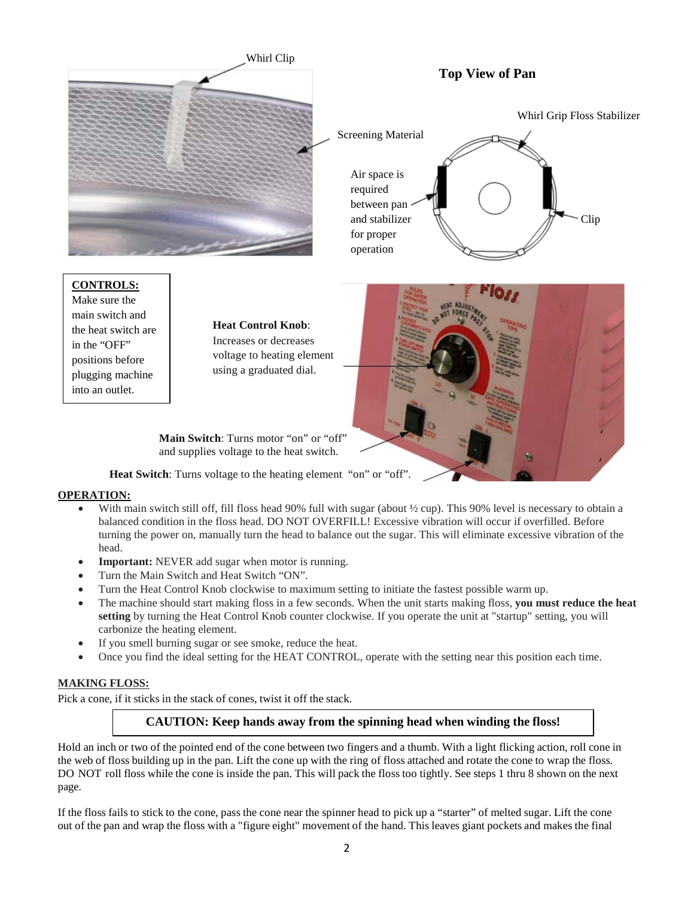Whirl Clip

Screening Material

**Top View of Pan**

Whirl Grip Floss Stabilizer

Air space is required between pan and stabilizer for proper operation

Clip

**CONTROLS:**
Make sure the main switch and the heat switch are in the "OFF" positions before plugging machine into an outlet.

**Heat Control Knob**: Increases or decreases voltage to heating element using a graduated dial.

**Main Switch**: Turns motor "on" or "off" and supplies voltage to the heat switch.

**Heat Switch**: Turns voltage to the heating element "on" or "off".

## OPERATION:

- With main switch still off, fill floss head 90% full with sugar (about ½ cup). This 90% level is necessary to obtain a balanced condition in the floss head. DO NOT OVERFILL! Excessive vibration will occur if overfilled. Before turning the power on, manually turn the head to balance out the sugar. This will eliminate excessive vibration of the head.
- **Important:** NEVER add sugar when motor is running.
- Turn the Main Switch and Heat Switch "ON".
- Turn the Heat Control Knob clockwise to maximum setting to initiate the fastest possible warm up.
- The machine should start making floss in a few seconds. When the unit starts making floss, **you must reduce the heat setting** by turning the Heat Control Knob counter clockwise. If you operate the unit at "startup" setting, you will carbonize the heating element.
- If you smell burning sugar or see smoke, reduce the heat.
- Once you find the ideal setting for the HEAT CONTROL, operate with the setting near this position each time.

## MAKING FLOSS:

Pick a cone, if it sticks in the stack of cones, twist it off the stack.

**CAUTION: Keep hands away from the spinning head when winding the floss!**

Hold an inch or two of the pointed end of the cone between two fingers and a thumb. With a light flicking action, roll cone in the web of floss building up in the pan. Lift the cone up with the ring of floss attached and rotate the cone to wrap the floss. DO NOT roll floss while the cone is inside the pan. This will pack the floss too tightly. See steps 1 thru 8 shown on the next page.

If the floss fails to stick to the cone, pass the cone near the spinner head to pick up a "starter" of melted sugar. Lift the cone out of the pan and wrap the floss with a "figure eight" movement of the hand. This leaves giant pockets and makes the final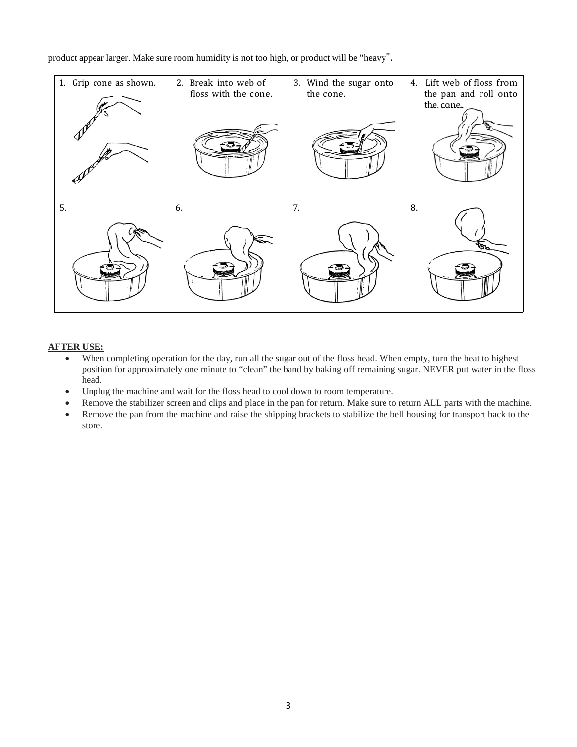product appear larger. Make sure room humidity is not too high, or product will be "heavy".

1. Grip cone as shown.
2. Break into web of floss with the cone.
3. Wind the sugar onto the cone.
4. Lift web of floss from the pan and roll onto the cone.
5.
6.
7.
8.

**AFTER USE:**

- When completing operation for the day, run all the sugar out of the floss head. When empty, turn the heat to highest position for approximately one minute to "clean" the band by baking off remaining sugar. NEVER put water in the floss head.
- Unplug the machine and wait for the floss head to cool down to room temperature.
- Remove the stabilizer screen and clips and place in the pan for return. Make sure to return ALL parts with the machine.
- Remove the pan from the machine and raise the shipping brackets to stabilize the bell housing for transport back to the store.